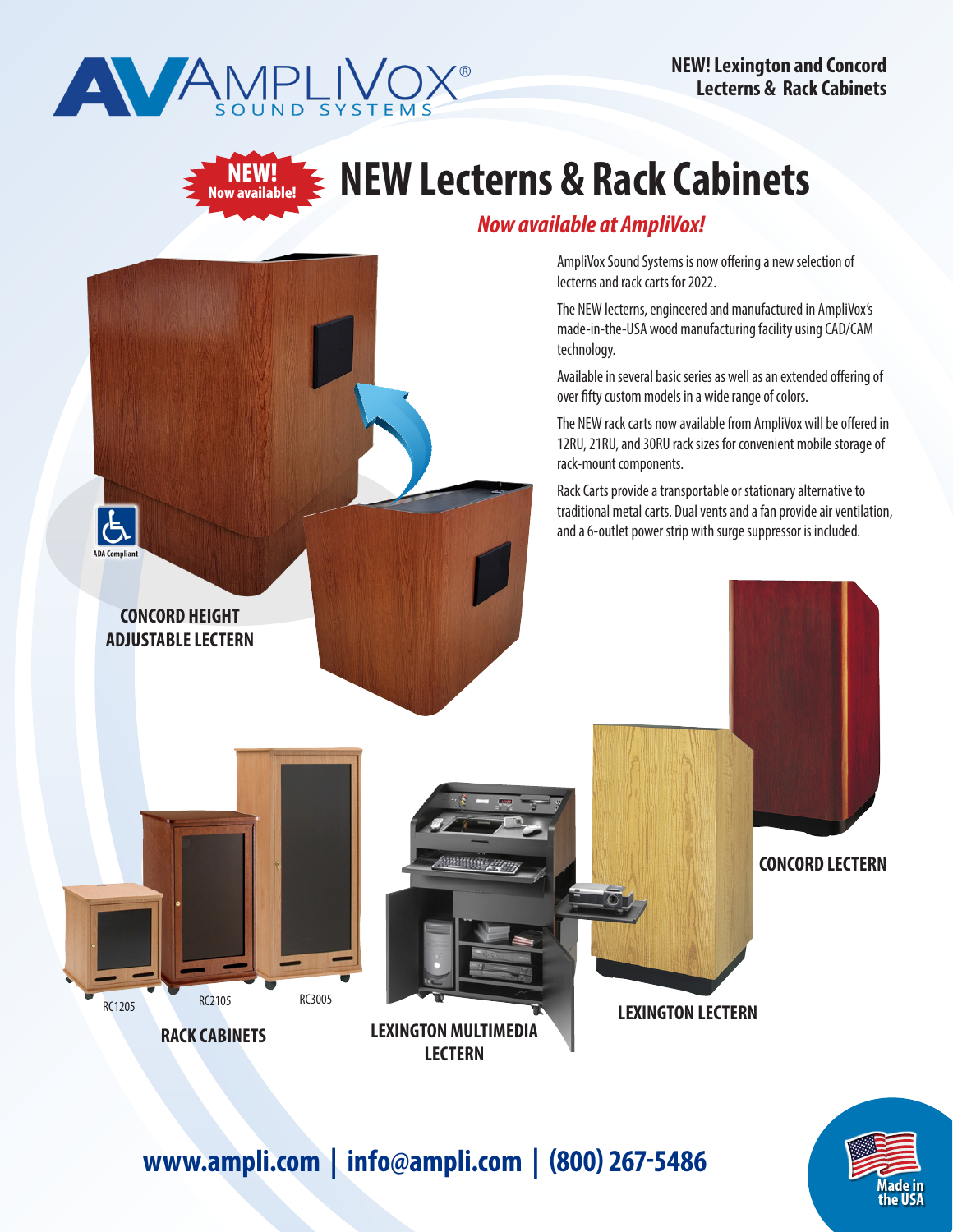AMPLIVOX® SOUND SYSTEMS

**NEW! Lexington and Concord Lecterns & Rack Cabinets**

**NEW! Now available!**

# NEW Lecterns & Rack Cabinets

***Now available at AmpliVox!***

AmpliVox Sound Systems is now offering a new selection of lecterns and rack carts for 2022.

The NEW lecterns, engineered and manufactured in AmpliVox's made-in-the-USA wood manufacturing facility using CAD/CAM technology.

Available in several basic series as well as an extended offering of over fifty custom models in a wide range of colors.

The NEW rack carts now available from AmpliVox will be offered in 12RU, 21RU, and 30RU rack sizes for convenient mobile storage of rack-mount components.

Rack Carts provide a transportable or stationary alternative to traditional metal carts. Dual vents and a fan provide air ventilation, and a 6-outlet power strip with surge suppressor is included.

ADA Compliant

**CONCORD HEIGHT ADJUSTABLE LECTERN**

**CONCORD LECTERN**

RC1205 RC2105 RC3005

**RACK CABINETS**

**LEXINGTON MULTIMEDIA LECTERN**

**LEXINGTON LECTERN**

**www.ampli.com | info@ampli.com | (800) 267-5486**

Made in the USA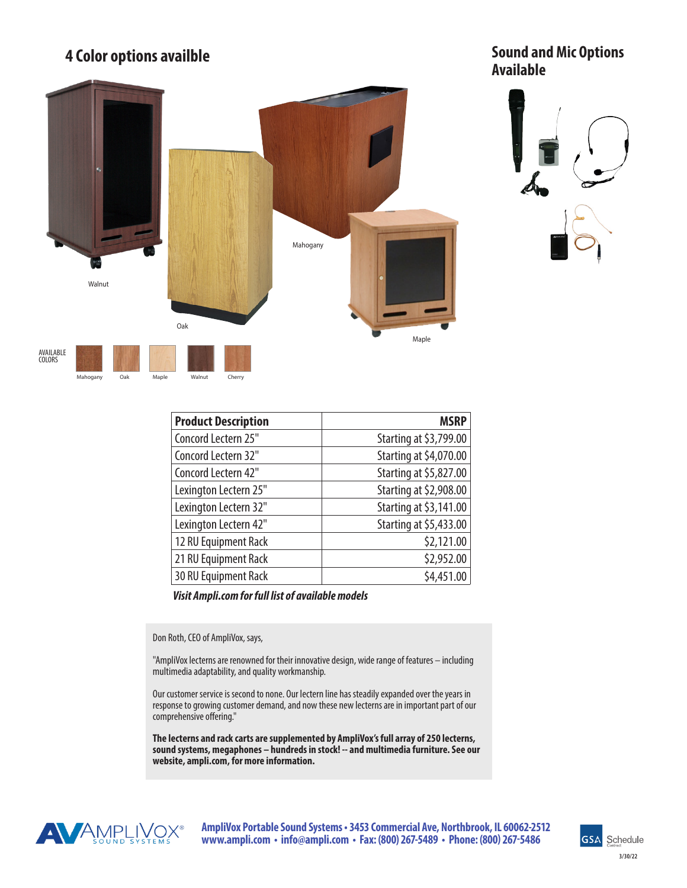## 4 Color options availble

## Sound and Mic Options Available

Walnut

Oak

Mahogany

Maple

AVAILABLE COLORS

Mahogany Oak Maple Walnut Cherry

| Product Description | MSRP |
|---|---|
| Concord Lectern 25" | Starting at $3,799.00 |
| Concord Lectern 32" | Starting at $4,070.00 |
| Concord Lectern 42" | Starting at $5,827.00 |
| Lexington Lectern 25" | Starting at $2,908.00 |
| Lexington Lectern 32" | Starting at $3,141.00 |
| Lexington Lectern 42" | Starting at $5,433.00 |
| 12 RU Equipment Rack | $2,121.00 |
| 21 RU Equipment Rack | $2,952.00 |
| 30 RU Equipment Rack | $4,451.00 |

***Visit Ampli.com for full list of available models***

Don Roth, CEO of AmpliVox, says,

"AmpliVox lecterns are renowned for their innovative design, wide range of features – including multimedia adaptability, and quality workmanship.

Our customer service is second to none. Our lectern line has steadily expanded over the years in response to growing customer demand, and now these new lecterns are in important part of our comprehensive offering."

**The lecterns and rack carts are supplemented by AmpliVox's full array of 250 lecterns, sound systems, megaphones – hundreds in stock! -- and multimedia furniture. See our website, ampli.com, for more information.**

AMPLIVOX® SOUND SYSTEMS

**AmpliVox Portable Sound Systems • 3453 Commercial Ave, Northbrook, IL 60062-2512**
**www.ampli.com • info@ampli.com • Fax: (800) 267-5489 • Phone: (800) 267-5486**

GSA Schedule Contract

3/30/22